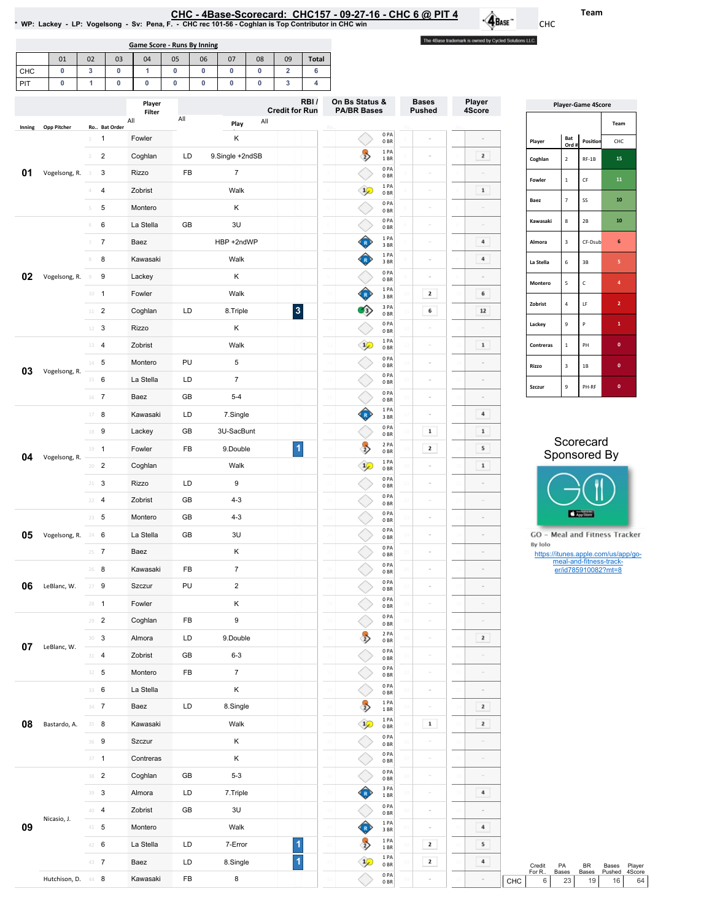# CHC - 4Base-Scorecard: CHC157 - 09-27-16 - CHC 6 @ PIT 4

* WP: Lackey - LP: Vogelsong - Sv: Pena, F. - CHC rec 101-56 - Coghlan is Top Contributor in CHC win

Team: CHC

The 4Base trademark is owned by Cycled Solutions LLC.

## Game Score - Runs By Inning

| | 01 | 02 | 03 | 04 | 05 | 06 | 07 | 08 | 09 | Total |
|---|---|---|---|---|---|---|---|---|---|---|
| CHC | 0 | 3 | 0 | 1 | 0 | 0 | 0 | 0 | 2 | 6 |
| PIT | 0 | 1 | 0 | 0 | 0 | 0 | 0 | 0 | 3 | 4 |

## Scorecard

| Inning | Opp Pitcher | Ro.. | Bat Order | Player | | Play | RBI / Credit for Run | On Bs Status & PA/BR Bases | Bases Pushed | Player 4Score |
|---|---|---|---|---|---|---|---|---|---|---|
| 01 | Vogelsong, R. | 1 | 1 | Fowler | | K | | 0 PA 0 BR | - | - |
| | | 2 | 2 | Coghlan | LD | 9.Single +2ndSB | | 1 PA 1 BR | - | 2 |
| | | 3 | 3 | Rizzo | FB | 7 | | 0 PA 0 BR | - | - |
| | | 4 | 4 | Zobrist | | Walk | | 1 PA 0 BR | - | 1 |
| | | 5 | 5 | Montero | | K | | 0 PA 0 BR | - | - |
| 02 | Vogelsong, R. | 6 | 6 | La Stella | GB | 3U | | 0 PA 0 BR | - | - |
| | | 7 | 7 | Baez | | HBP +2ndWP | | 1 PA 3 BR | - | 4 |
| | | 8 | 8 | Kawasaki | | Walk | | 1 PA 3 BR | - | 4 |
| | | 9 | 9 | Lackey | | K | | 0 PA 0 BR | - | - |
| | | 10 | 1 | Fowler | | Walk | | 1 PA 3 BR | 2 | 6 |
| | | 11 | 2 | Coghlan | LD | 8.Triple | 3 | 3 PA 0 BR | 6 | 12 |
| | | 12 | 3 | Rizzo | | K | | 0 PA 0 BR | - | - |
| 03 | Vogelsong, R. | 13 | 4 | Zobrist | | Walk | | 1 PA 0 BR | - | 1 |
| | | 14 | 5 | Montero | PU | 5 | | 0 PA 0 BR | - | - |
| | | 15 | 6 | La Stella | LD | 7 | | 0 PA 0 BR | - | - |
| | | 16 | 7 | Baez | GB | 5-4 | | 0 PA 0 BR | - | - |
| 04 | Vogelsong, R. | 17 | 8 | Kawasaki | LD | 7.Single | | 1 PA 3 BR | - | 4 |
| | | 18 | 9 | Lackey | GB | 3U-SacBunt | | 0 PA 0 BR | 1 | 1 |
| | | 19 | 1 | Fowler | FB | 9.Double | 1 | 2 PA 0 BR | 2 | 5 |
| | | 20 | 2 | Coghlan | | Walk | | 1 PA 0 BR | - | 1 |
| | | 21 | 3 | Rizzo | LD | 9 | | 0 PA 0 BR | - | - |
| | | 22 | 4 | Zobrist | GB | 4-3 | | 0 PA 0 BR | - | - |
| 05 | Vogelsong, R. | 23 | 5 | Montero | GB | 4-3 | | 0 PA 0 BR | - | - |
| | | 24 | 6 | La Stella | GB | 3U | | 0 PA 0 BR | - | - |
| | | 25 | 7 | Baez | | K | | 0 PA 0 BR | - | - |
| 06 | LeBlanc, W. | 26 | 8 | Kawasaki | FB | 7 | | 0 PA 0 BR | - | - |
| | | 27 | 9 | Szczur | PU | 2 | | 0 PA 0 BR | - | - |
| | | 28 | 1 | Fowler | | K | | 0 PA 0 BR | - | - |
| 07 | LeBlanc, W. | 29 | 2 | Coghlan | FB | 9 | | 0 PA 0 BR | - | - |
| | | 30 | 3 | Almora | LD | 9.Double | | 2 PA 0 BR | - | 2 |
| | | 31 | 4 | Zobrist | GB | 6-3 | | 0 PA 0 BR | - | - |
| | | 32 | 5 | Montero | FB | 7 | | 0 PA 0 BR | - | - |
| 08 | Bastardo, A. | 33 | 6 | La Stella | | K | | 0 PA 0 BR | - | - |
| | | 34 | 7 | Baez | LD | 8.Single | | 1 PA 1 BR | - | 2 |
| | | 35 | 8 | Kawasaki | | Walk | | 1 PA 0 BR | 1 | 2 |
| | | 36 | 9 | Szczur | | K | | 0 PA 0 BR | - | - |
| | | 37 | 1 | Contreras | | K | | 0 PA 0 BR | - | - |
| 09 | Nicasio, J. | 38 | 2 | Coghlan | GB | 5-3 | | 0 PA 0 BR | - | - |
| | | 39 | 3 | Almora | LD | 7.Triple | | 3 PA 1 BR | - | 4 |
| | | 40 | 4 | Zobrist | GB | 3U | | 0 PA 0 BR | - | - |
| | | 41 | 5 | Montero | | Walk | | 1 PA 3 BR | - | 4 |
| | | 42 | 6 | La Stella | LD | 7-Error | 1 | 1 PA 1 BR | 2 | 5 |
| | | 43 | 7 | Baez | LD | 8.Single | 1 | 1 PA 0 BR | 2 | 4 |
| | Hutchison, D. | 44 | 8 | Kawasaki | FB | 8 | | 0 PA 0 BR | - | - |

## Player-Game 4Score

| Player | Bat Ord # | Position | CHC |
|---|---|---|---|
| Coghlan | 2 | RF-1B | 15 |
| Fowler | 1 | CF | 11 |
| Baez | 7 | SS | 10 |
| Kawasaki | 8 | 2B | 10 |
| Almora | 3 | CF-Dsub | 6 |
| La Stella | 6 | 3B | 5 |
| Montero | 5 | C | 4 |
| Zobrist | 4 | LF | 2 |
| Lackey | 9 | P | 1 |
| Contreras | 1 | PH | 0 |
| Rizzo | 3 | 1B | 0 |
| Szczur | 9 | PH-RF | 0 |

## Team Totals

| | Credit For R.. | PA Bases | BR Bases | Bases Pushed | Player 4Score |
|---|---|---|---|---|---|
| CHC | 6 | 23 | 19 | 16 | 64 |

Scorecard Sponsored By

GO - Meal and Fitness Tracker
By Iolo
https://itunes.apple.com/us/app/go-meal-and-fitness-track-er/id785910082?mt=8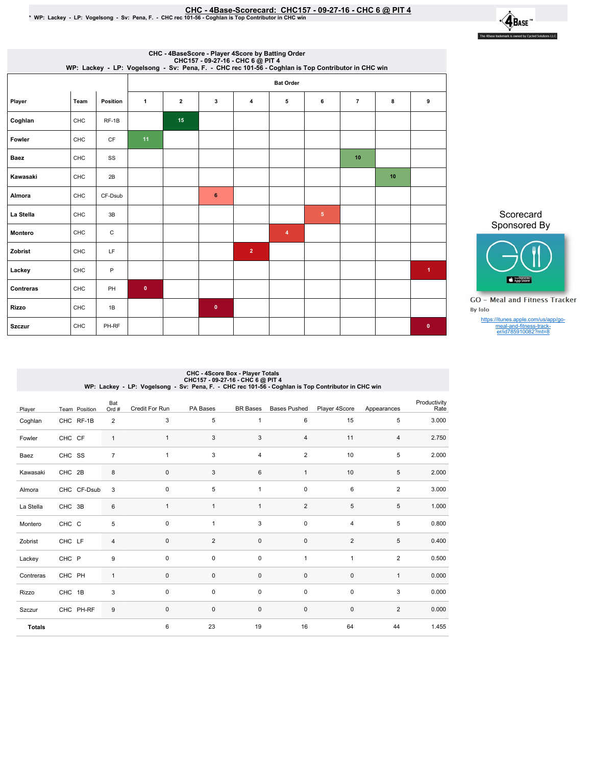# CHC - 4Base-Scorecard: CHC157 - 09-27-16 - CHC 6 @ PIT 4

\* WP: Lackey - LP: Vogelsong - Sv: Pena, F. - CHC rec 101-56 - Coghlan is Top Contributor in CHC win

## CHC - 4BaseScore - Player 4Score by Batting Order

CHC157 - 09-27-16 - CHC 6 @ PIT 4

WP: Lackey - LP: Vogelsong - Sv: Pena, F. - CHC rec 101-56 - Coghlan is Top Contributor in CHC win

| Player | Team | Position | Bat Order 1 | 2 | 3 | 4 | 5 | 6 | 7 | 8 | 9 |
|---|---|---|---|---|---|---|---|---|---|---|---|
| Coghlan | CHC | RF-1B | | 15 | | | | | | | |
| Fowler | CHC | CF | 11 | | | | | | | | |
| Baez | CHC | SS | | | | | | | 10 | | |
| Kawasaki | CHC | 2B | | | | | | | | 10 | |
| Almora | CHC | CF-Dsub | | | 6 | | | | | | |
| La Stella | CHC | 3B | | | | | | 5 | | | |
| Montero | CHC | C | | | | | 4 | | | | |
| Zobrist | CHC | LF | | | | 2 | | | | | |
| Lackey | CHC | P | | | | | | | | | 1 |
| Contreras | CHC | PH | 0 | | | | | | | | |
| Rizzo | CHC | 1B | | | 0 | | | | | | |
| Szczur | CHC | PH-RF | | | | | | | | | 0 |

Scorecard Sponsored By

GO - Meal and Fitness Tracker

By Iolo

https://itunes.apple.com/us/app/go-meal-and-fitness-track-er/id785910082?mt=8

## CHC - 4Score Box - Player Totals

CHC157 - 09-27-16 - CHC 6 @ PIT 4

WP: Lackey - LP: Vogelsong - Sv: Pena, F. - CHC rec 101-56 - Coghlan is Top Contributor in CHC win

| Player | Team | Position | Bat Ord # | Credit For Run | PA Bases | BR Bases | Bases Pushed | Player 4Score | Appearances | Productivity Rate |
|---|---|---|---|---|---|---|---|---|---|---|
| Coghlan | CHC | RF-1B | 2 | 3 | 5 | 1 | 6 | 15 | 5 | 3.000 |
| Fowler | CHC | CF | 1 | 1 | 3 | 3 | 4 | 11 | 4 | 2.750 |
| Baez | CHC | SS | 7 | 1 | 3 | 4 | 2 | 10 | 5 | 2.000 |
| Kawasaki | CHC | 2B | 8 | 0 | 3 | 6 | 1 | 10 | 5 | 2.000 |
| Almora | CHC | CF-Dsub | 3 | 0 | 5 | 1 | 0 | 6 | 2 | 3.000 |
| La Stella | CHC | 3B | 6 | 1 | 1 | 1 | 2 | 5 | 5 | 1.000 |
| Montero | CHC | C | 5 | 0 | 1 | 3 | 0 | 4 | 5 | 0.800 |
| Zobrist | CHC | LF | 4 | 0 | 2 | 0 | 0 | 2 | 5 | 0.400 |
| Lackey | CHC | P | 9 | 0 | 0 | 0 | 1 | 1 | 2 | 0.500 |
| Contreras | CHC | PH | 1 | 0 | 0 | 0 | 0 | 0 | 1 | 0.000 |
| Rizzo | CHC | 1B | 3 | 0 | 0 | 0 | 0 | 0 | 3 | 0.000 |
| Szczur | CHC | PH-RF | 9 | 0 | 0 | 0 | 0 | 0 | 2 | 0.000 |
| **Totals** | | | | 6 | 23 | 19 | 16 | 64 | 44 | 1.455 |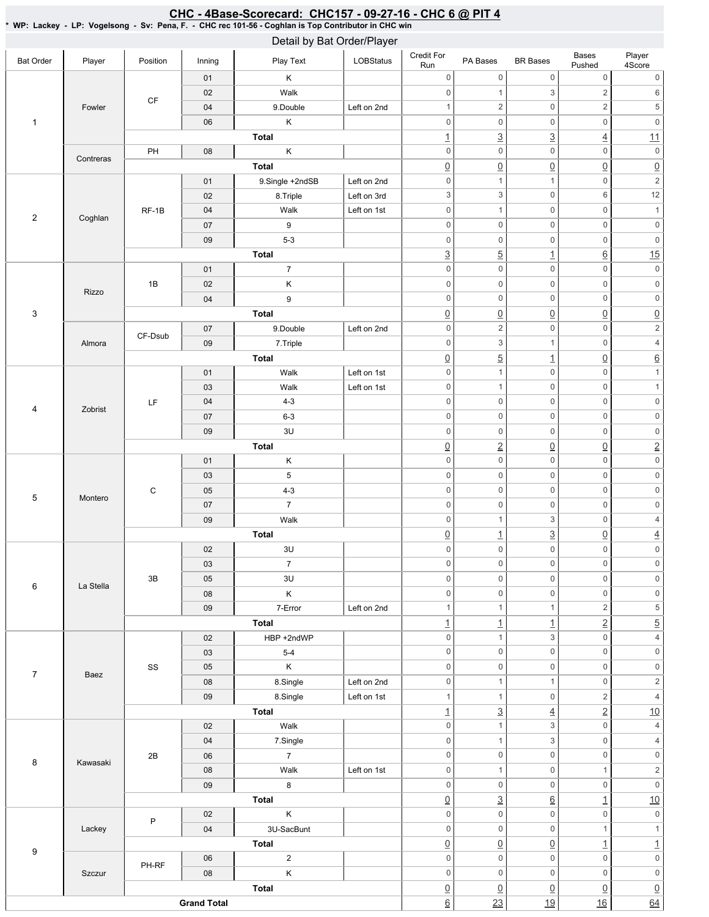## CHC - 4Base-Scorecard: CHC157 - 09-27-16 - CHC 6 @ PIT 4

**\* WP: Lackey - LP: Vogelsong - Sv: Pena, F. - CHC rec 101-56 - Coghlan is Top Contributor in CHC win**

### Detail by Bat Order/Player

| Bat Order | Player | Position | Inning | Play Text | LOBStatus | Credit For Run | PA Bases | BR Bases | Bases Pushed | Player 4Score |
|---|---|---|---|---|---|---|---|---|---|---|
| 1 | Fowler | CF | 01 | K | | 0 | 0 | 0 | 0 | 0 |
| | | | 02 | Walk | | 0 | 1 | 3 | 2 | 6 |
| | | | 04 | 9.Double | Left on 2nd | 1 | 2 | 0 | 2 | 5 |
| | | | 06 | K | | 0 | 0 | 0 | 0 | 0 |
| | | | | Total | | 1 | 3 | 3 | 4 | 11 |
| | Contreras | PH | 08 | K | | 0 | 0 | 0 | 0 | 0 |
| | | | | Total | | 0 | 0 | 0 | 0 | 0 |
| 2 | Coghlan | RF-1B | 01 | 9.Single +2ndSB | Left on 2nd | 0 | 1 | 1 | 0 | 2 |
| | | | 02 | 8.Triple | Left on 3rd | 3 | 3 | 0 | 6 | 12 |
| | | | 04 | Walk | Left on 1st | 0 | 1 | 0 | 0 | 1 |
| | | | 07 | 9 | | 0 | 0 | 0 | 0 | 0 |
| | | | 09 | 5-3 | | 0 | 0 | 0 | 0 | 0 |
| | | | | Total | | 3 | 5 | 1 | 6 | 15 |
| 3 | Rizzo | 1B | 01 | 7 | | 0 | 0 | 0 | 0 | 0 |
| | | | 02 | K | | 0 | 0 | 0 | 0 | 0 |
| | | | 04 | 9 | | 0 | 0 | 0 | 0 | 0 |
| | | | | Total | | 0 | 0 | 0 | 0 | 0 |
| | Almora | CF-Dsub | 07 | 9.Double | Left on 2nd | 0 | 2 | 0 | 0 | 2 |
| | | | 09 | 7.Triple | | 0 | 3 | 1 | 0 | 4 |
| | | | | Total | | 0 | 5 | 1 | 0 | 6 |
| 4 | Zobrist | LF | 01 | Walk | Left on 1st | 0 | 1 | 0 | 0 | 1 |
| | | | 03 | Walk | Left on 1st | 0 | 1 | 0 | 0 | 1 |
| | | | 04 | 4-3 | | 0 | 0 | 0 | 0 | 0 |
| | | | 07 | 6-3 | | 0 | 0 | 0 | 0 | 0 |
| | | | 09 | 3U | | 0 | 0 | 0 | 0 | 0 |
| | | | | Total | | 0 | 2 | 0 | 0 | 2 |
| 5 | Montero | C | 01 | K | | 0 | 0 | 0 | 0 | 0 |
| | | | 03 | 5 | | 0 | 0 | 0 | 0 | 0 |
| | | | 05 | 4-3 | | 0 | 0 | 0 | 0 | 0 |
| | | | 07 | 7 | | 0 | 0 | 0 | 0 | 0 |
| | | | 09 | Walk | | 0 | 1 | 3 | 0 | 4 |
| | | | | Total | | 0 | 1 | 3 | 0 | 4 |
| 6 | La Stella | 3B | 02 | 3U | | 0 | 0 | 0 | 0 | 0 |
| | | | 03 | 7 | | 0 | 0 | 0 | 0 | 0 |
| | | | 05 | 3U | | 0 | 0 | 0 | 0 | 0 |
| | | | 08 | K | | 0 | 0 | 0 | 0 | 0 |
| | | | 09 | 7-Error | Left on 2nd | 1 | 1 | 1 | 2 | 5 |
| | | | | Total | | 1 | 1 | 1 | 2 | 5 |
| 7 | Baez | SS | 02 | HBP +2ndWP | | 0 | 1 | 3 | 0 | 4 |
| | | | 03 | 5-4 | | 0 | 0 | 0 | 0 | 0 |
| | | | 05 | K | | 0 | 0 | 0 | 0 | 0 |
| | | | 08 | 8.Single | Left on 2nd | 0 | 1 | 1 | 0 | 2 |
| | | | 09 | 8.Single | Left on 1st | 1 | 1 | 0 | 2 | 4 |
| | | | | Total | | 1 | 3 | 4 | 2 | 10 |
| 8 | Kawasaki | 2B | 02 | Walk | | 0 | 1 | 3 | 0 | 4 |
| | | | 04 | 7.Single | | 0 | 1 | 3 | 0 | 4 |
| | | | 06 | 7 | | 0 | 0 | 0 | 0 | 0 |
| | | | 08 | Walk | Left on 1st | 0 | 1 | 0 | 1 | 2 |
| | | | 09 | 8 | | 0 | 0 | 0 | 0 | 0 |
| | | | | Total | | 0 | 3 | 6 | 1 | 10 |
| 9 | Lackey | P | 02 | K | | 0 | 0 | 0 | 0 | 0 |
| | | | 04 | 3U-SacBunt | | 0 | 0 | 0 | 1 | 1 |
| | | | | Total | | 0 | 0 | 0 | 1 | 1 |
| | Szczur | PH-RF | 06 | 2 | | 0 | 0 | 0 | 0 | 0 |
| | | | 08 | K | | 0 | 0 | 0 | 0 | 0 |
| | | | | Total | | 0 | 0 | 0 | 0 | 0 |
| Grand Total | | | | | | 6 | 23 | 19 | 16 | 64 |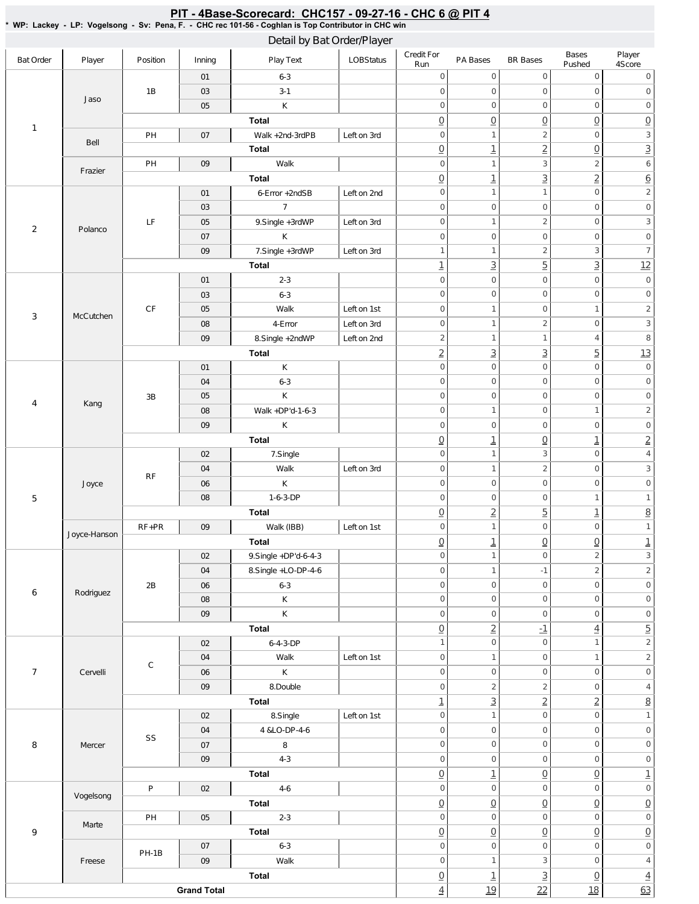## PIT - 4Base-Scorecard: CHC157 - 09-27-16 - CHC 6 @ PIT 4

* WP: Lackey - LP: Vogelsong - Sv: Pena, F. - CHC rec 101-56 - Coghlan is Top Contributor in CHC win

### Detail by Bat Order/Player

| Bat Order | Player | Position | Inning | Play Text | LOBStatus | Credit For Run | PA Bases | BR Bases | Bases Pushed | Player 4Score |
|---|---|---|---|---|---|---|---|---|---|---|
| 1 | Jaso | 1B | 01 | 6-3 | | 0 | 0 | 0 | 0 | 0 |
| | | | 03 | 3-1 | | 0 | 0 | 0 | 0 | 0 |
| | | | 05 | K | | 0 | 0 | 0 | 0 | 0 |
| | | | | **Total** | | 0 | 0 | 0 | 0 | 0 |
| | Bell | PH | 07 | Walk +2nd-3rdPB | Left on 3rd | 0 | 1 | 2 | 0 | 3 |
| | | | | **Total** | | 0 | 1 | 2 | 0 | 3 |
| | Frazier | PH | 09 | Walk | | 0 | 1 | 3 | 2 | 6 |
| | | | | **Total** | | 0 | 1 | 3 | 2 | 6 |
| 2 | Polanco | LF | 01 | 6-Error +2ndSB | Left on 2nd | 0 | 1 | 1 | 0 | 2 |
| | | | 03 | 7 | | 0 | 0 | 0 | 0 | 0 |
| | | | 05 | 9.Single +3rdWP | Left on 3rd | 0 | 1 | 2 | 0 | 3 |
| | | | 07 | K | | 0 | 0 | 0 | 0 | 0 |
| | | | 09 | 7.Single +3rdWP | Left on 3rd | 1 | 1 | 2 | 3 | 7 |
| | | | | **Total** | | 1 | 3 | 5 | 3 | 12 |
| 3 | McCutchen | CF | 01 | 2-3 | | 0 | 0 | 0 | 0 | 0 |
| | | | 03 | 6-3 | | 0 | 0 | 0 | 0 | 0 |
| | | | 05 | Walk | Left on 1st | 0 | 1 | 0 | 1 | 2 |
| | | | 08 | 4-Error | Left on 3rd | 0 | 1 | 2 | 0 | 3 |
| | | | 09 | 8.Single +2ndWP | Left on 2nd | 2 | 1 | 1 | 4 | 8 |
| | | | | **Total** | | 2 | 3 | 3 | 5 | 13 |
| 4 | Kang | 3B | 01 | K | | 0 | 0 | 0 | 0 | 0 |
| | | | 04 | 6-3 | | 0 | 0 | 0 | 0 | 0 |
| | | | 05 | K | | 0 | 0 | 0 | 0 | 0 |
| | | | 08 | Walk +DP'd-1-6-3 | | 0 | 1 | 0 | 1 | 2 |
| | | | 09 | K | | 0 | 0 | 0 | 0 | 0 |
| | | | | **Total** | | 0 | 1 | 0 | 1 | 2 |
| 5 | Joyce | RF | 02 | 7.Single | | 0 | 1 | 3 | 0 | 4 |
| | | | 04 | Walk | Left on 3rd | 0 | 1 | 2 | 0 | 3 |
| | | | 06 | K | | 0 | 0 | 0 | 0 | 0 |
| | | | 08 | 1-6-3-DP | | 0 | 0 | 0 | 1 | 1 |
| | | | | **Total** | | 0 | 2 | 5 | 1 | 8 |
| | Joyce-Hanson | RF+PR | 09 | Walk (IBB) | Left on 1st | 0 | 1 | 0 | 0 | 1 |
| | | | | **Total** | | 0 | 1 | 0 | 0 | 1 |
| 6 | Rodriguez | 2B | 02 | 9.Single +DP'd-6-4-3 | | 0 | 1 | 0 | 2 | 3 |
| | | | 04 | 8.Single +LO-DP-4-6 | | 0 | 1 | -1 | 2 | 2 |
| | | | 06 | 6-3 | | 0 | 0 | 0 | 0 | 0 |
| | | | 08 | K | | 0 | 0 | 0 | 0 | 0 |
| | | | 09 | K | | 0 | 0 | 0 | 0 | 0 |
| | | | | **Total** | | 0 | 2 | -1 | 4 | 5 |
| 7 | Cervelli | C | 02 | 6-4-3-DP | | 1 | 0 | 0 | 1 | 2 |
| | | | 04 | Walk | Left on 1st | 0 | 1 | 0 | 1 | 2 |
| | | | 06 | K | | 0 | 0 | 0 | 0 | 0 |
| | | | 09 | 8.Double | | 0 | 2 | 2 | 0 | 4 |
| | | | | **Total** | | 1 | 3 | 2 | 2 | 8 |
| 8 | Mercer | SS | 02 | 8.Single | Left on 1st | 0 | 1 | 0 | 0 | 1 |
| | | | 04 | 4 &LO-DP-4-6 | | 0 | 0 | 0 | 0 | 0 |
| | | | 07 | 8 | | 0 | 0 | 0 | 0 | 0 |
| | | | 09 | 4-3 | | 0 | 0 | 0 | 0 | 0 |
| | | | | **Total** | | 0 | 1 | 0 | 0 | 1 |
| 9 | Vogelsong | P | 02 | 4-6 | | 0 | 0 | 0 | 0 | 0 |
| | | | | **Total** | | 0 | 0 | 0 | 0 | 0 |
| | Marte | PH | 05 | 2-3 | | 0 | 0 | 0 | 0 | 0 |
| | | | | **Total** | | 0 | 0 | 0 | 0 | 0 |
| | Freese | PH-1B | 07 | 6-3 | | 0 | 0 | 0 | 0 | 0 |
| | | | 09 | Walk | | 0 | 1 | 3 | 0 | 4 |
| | | | | **Total** | | 0 | 1 | 3 | 0 | 4 |
| **Grand Total** | | | | | | 4 | 19 | 22 | 18 | 63 |